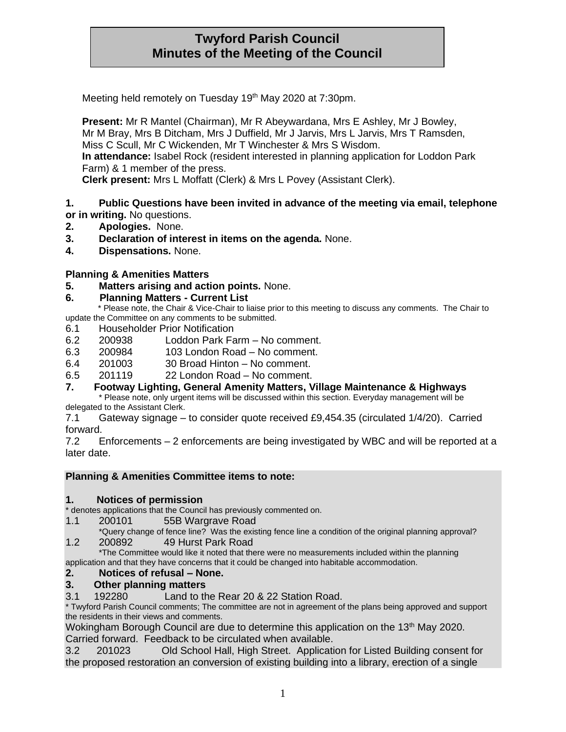# Twyford Parish Council
## Minutes of the Meeting of the Council

Meeting held remotely on Tuesday 19th May 2020 at 7:30pm.

**Present:** Mr R Mantel (Chairman), Mr R Abeywardana, Mrs E Ashley, Mr J Bowley, Mr M Bray, Mrs B Ditcham, Mrs J Duffield, Mr J Jarvis, Mrs L Jarvis, Mrs T Ramsden, Miss C Scull, Mr C Wickenden, Mr T Winchester & Mrs S Wisdom.
**In attendance:** Isabel Rock (resident interested in planning application for Loddon Park Farm) & 1 member of the press.
**Clerk present:** Mrs L Moffatt (Clerk) & Mrs L Povey (Assistant Clerk).

**1. Public Questions have been invited in advance of the meeting via email, telephone or in writing.** No questions.
**2. Apologies.** None.
**3. Declaration of interest in items on the agenda.** None.
**4. Dispensations.** None.

**Planning & Amenities Matters**

**5. Matters arising and action points.** None.

**6. Planning Matters - Current List**

\* Please note, the Chair & Vice-Chair to liaise prior to this meeting to discuss any comments. The Chair to update the Committee on any comments to be submitted.

6.1 Householder Prior Notification
6.2 200938 Loddon Park Farm – No comment.
6.3 200984 103 London Road – No comment.
6.4 201003 30 Broad Hinton – No comment.
6.5 201119 22 London Road – No comment.

**7. Footway Lighting, General Amenity Matters, Village Maintenance & Highways**

\* Please note, only urgent items will be discussed within this section. Everyday management will be delegated to the Assistant Clerk.

7.1 Gateway signage – to consider quote received £9,454.35 (circulated 1/4/20). Carried forward.
7.2 Enforcements – 2 enforcements are being investigated by WBC and will be reported at a later date.

**Planning & Amenities Committee items to note:**

**1. Notices of permission**

\* denotes applications that the Council has previously commented on.

1.1 200101 55B Wargrave Road
\*Query change of fence line? Was the existing fence line a condition of the original planning approval?
1.2 200892 49 Hurst Park Road
\*The Committee would like it noted that there were no measurements included within the planning application and that they have concerns that it could be changed into habitable accommodation.

**2. Notices of refusal – None.**

**3. Other planning matters**

3.1 192280 Land to the Rear 20 & 22 Station Road.
\* Twyford Parish Council comments; The committee are not in agreement of the plans being approved and support the residents in their views and comments.
Wokingham Borough Council are due to determine this application on the 13th May 2020. Carried forward. Feedback to be circulated when available.
3.2 201023 Old School Hall, High Street. Application for Listed Building consent for the proposed restoration an conversion of existing building into a library, erection of a single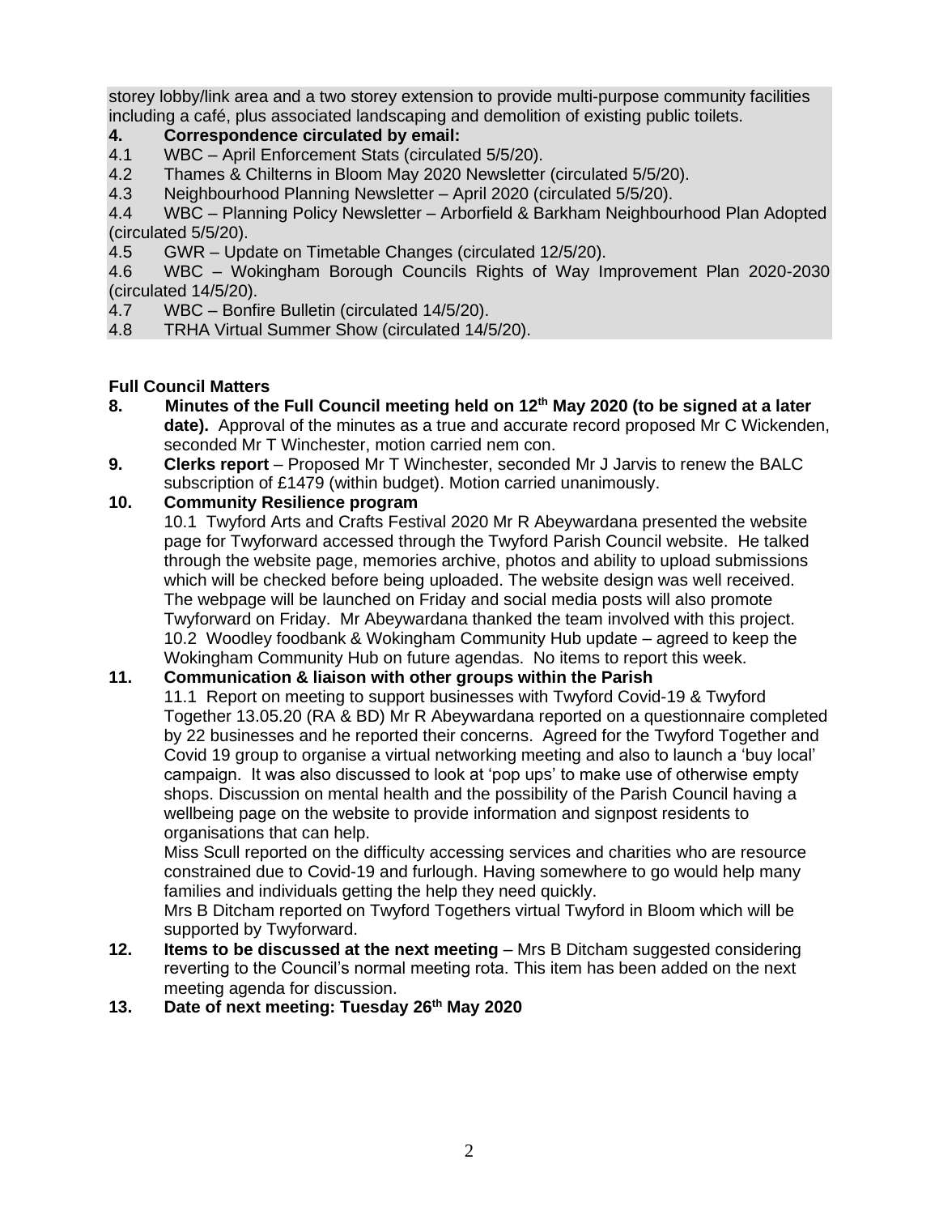storey lobby/link area and a two storey extension to provide multi-purpose community facilities including a café, plus associated landscaping and demolition of existing public toilets.

**4. Correspondence circulated by email:**

4.1 WBC – April Enforcement Stats (circulated 5/5/20).

4.2 Thames & Chilterns in Bloom May 2020 Newsletter (circulated 5/5/20).

4.3 Neighbourhood Planning Newsletter – April 2020 (circulated 5/5/20).

4.4 WBC – Planning Policy Newsletter – Arborfield & Barkham Neighbourhood Plan Adopted (circulated 5/5/20).

4.5 GWR – Update on Timetable Changes (circulated 12/5/20).

4.6 WBC – Wokingham Borough Councils Rights of Way Improvement Plan 2020-2030 (circulated 14/5/20).

4.7 WBC – Bonfire Bulletin (circulated 14/5/20).

4.8 TRHA Virtual Summer Show (circulated 14/5/20).

**Full Council Matters**

**8. Minutes of the Full Council meeting held on 12th May 2020 (to be signed at a later date).** Approval of the minutes as a true and accurate record proposed Mr C Wickenden, seconded Mr T Winchester, motion carried nem con.

**9. Clerks report** – Proposed Mr T Winchester, seconded Mr J Jarvis to renew the BALC subscription of £1479 (within budget). Motion carried unanimously.

**10. Community Resilience program**

10.1 Twyford Arts and Crafts Festival 2020 Mr R Abeywardana presented the website page for Twyforward accessed through the Twyford Parish Council website. He talked through the website page, memories archive, photos and ability to upload submissions which will be checked before being uploaded. The website design was well received. The webpage will be launched on Friday and social media posts will also promote Twyforward on Friday. Mr Abeywardana thanked the team involved with this project.

10.2 Woodley foodbank & Wokingham Community Hub update – agreed to keep the Wokingham Community Hub on future agendas. No items to report this week.

**11. Communication & liaison with other groups within the Parish**

11.1 Report on meeting to support businesses with Twyford Covid-19 & Twyford Together 13.05.20 (RA & BD) Mr R Abeywardana reported on a questionnaire completed by 22 businesses and he reported their concerns. Agreed for the Twyford Together and Covid 19 group to organise a virtual networking meeting and also to launch a 'buy local' campaign. It was also discussed to look at 'pop ups' to make use of otherwise empty shops. Discussion on mental health and the possibility of the Parish Council having a wellbeing page on the website to provide information and signpost residents to organisations that can help.

Miss Scull reported on the difficulty accessing services and charities who are resource constrained due to Covid-19 and furlough. Having somewhere to go would help many families and individuals getting the help they need quickly.

Mrs B Ditcham reported on Twyford Togethers virtual Twyford in Bloom which will be supported by Twyforward.

**12. Items to be discussed at the next meeting** – Mrs B Ditcham suggested considering reverting to the Council's normal meeting rota. This item has been added on the next meeting agenda for discussion.

**13. Date of next meeting: Tuesday 26th May 2020**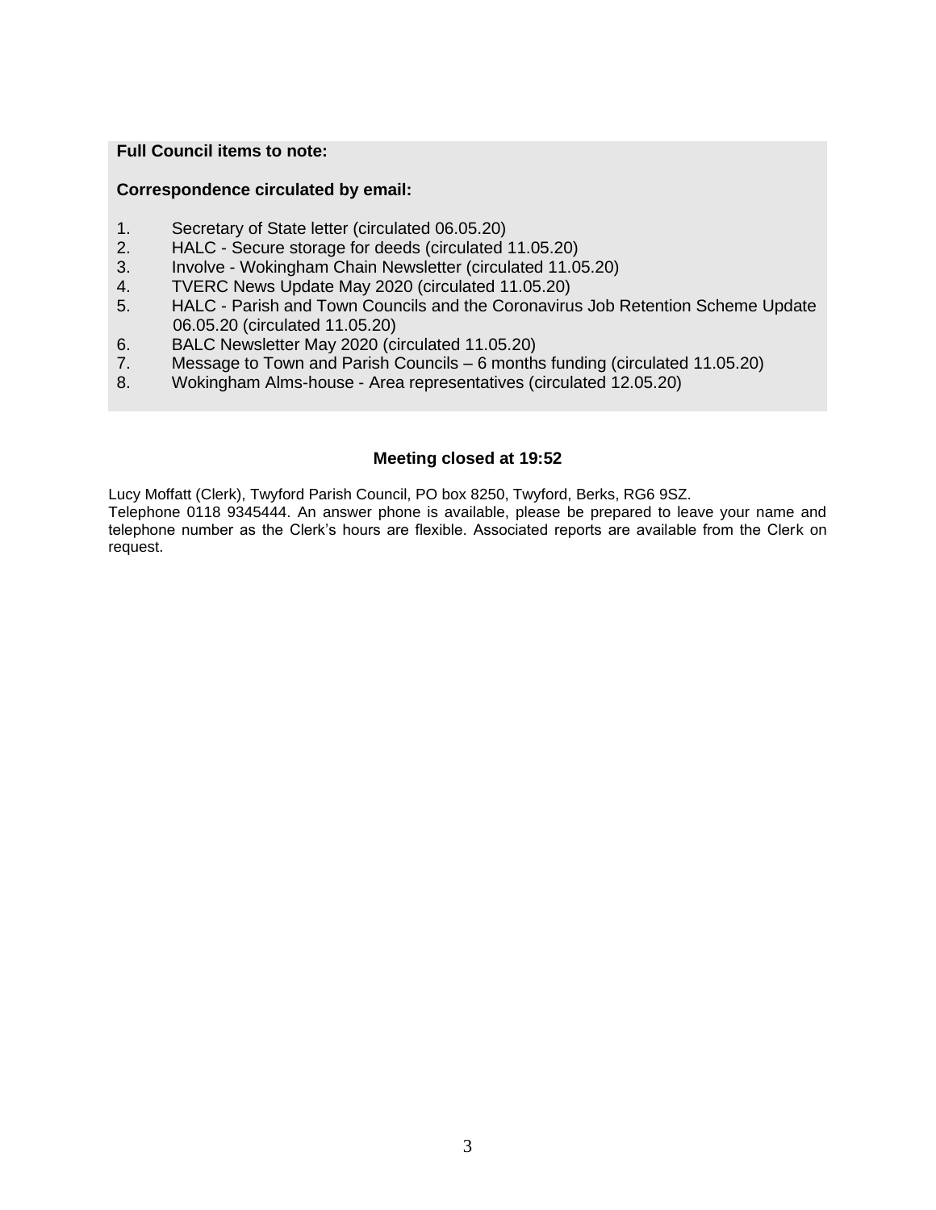**Full Council items to note:**

**Correspondence circulated by email:**

1. Secretary of State letter (circulated 06.05.20)
2. HALC - Secure storage for deeds (circulated 11.05.20)
3. Involve - Wokingham Chain Newsletter (circulated 11.05.20)
4. TVERC News Update May 2020 (circulated 11.05.20)
5. HALC - Parish and Town Councils and the Coronavirus Job Retention Scheme Update 06.05.20 (circulated 11.05.20)
6. BALC Newsletter May 2020 (circulated 11.05.20)
7. Message to Town and Parish Councils – 6 months funding (circulated 11.05.20)
8. Wokingham Alms-house - Area representatives (circulated 12.05.20)

**Meeting closed at 19:52**

Lucy Moffatt (Clerk), Twyford Parish Council, PO box 8250, Twyford, Berks, RG6 9SZ.
Telephone 0118 9345444. An answer phone is available, please be prepared to leave your name and telephone number as the Clerk's hours are flexible. Associated reports are available from the Clerk on request.